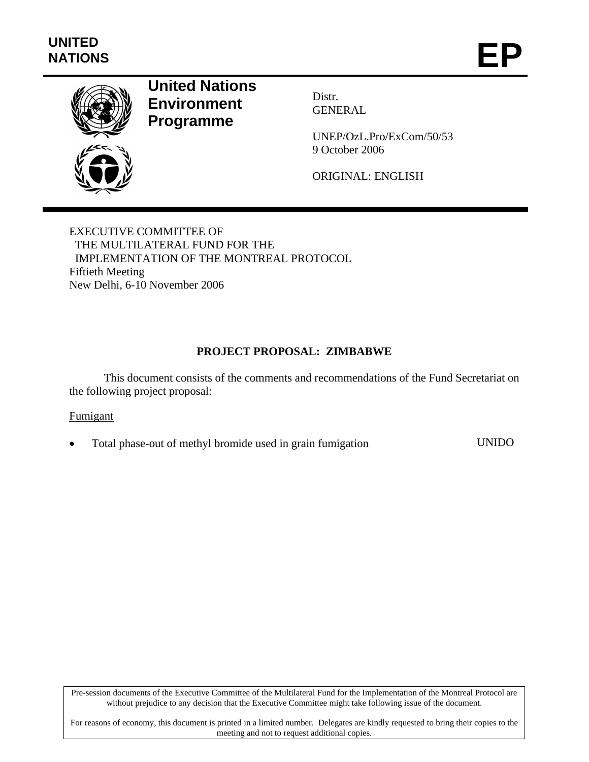**UNITED NATIONS**

# EP

**United Nations Environment Programme**

Distr.
GENERAL

UNEP/OzL.Pro/ExCom/50/53
9 October 2006

ORIGINAL: ENGLISH

EXECUTIVE COMMITTEE OF
THE MULTILATERAL FUND FOR THE
IMPLEMENTATION OF THE MONTREAL PROTOCOL
Fiftieth Meeting
New Delhi, 6-10 November 2006

## PROJECT PROPOSAL: ZIMBABWE

This document consists of the comments and recommendations of the Fund Secretariat on the following project proposal:

Fumigant

- Total phase-out of methyl bromide used in grain fumigation UNIDO

Pre-session documents of the Executive Committee of the Multilateral Fund for the Implementation of the Montreal Protocol are without prejudice to any decision that the Executive Committee might take following issue of the document.

For reasons of economy, this document is printed in a limited number. Delegates are kindly requested to bring their copies to the meeting and not to request additional copies.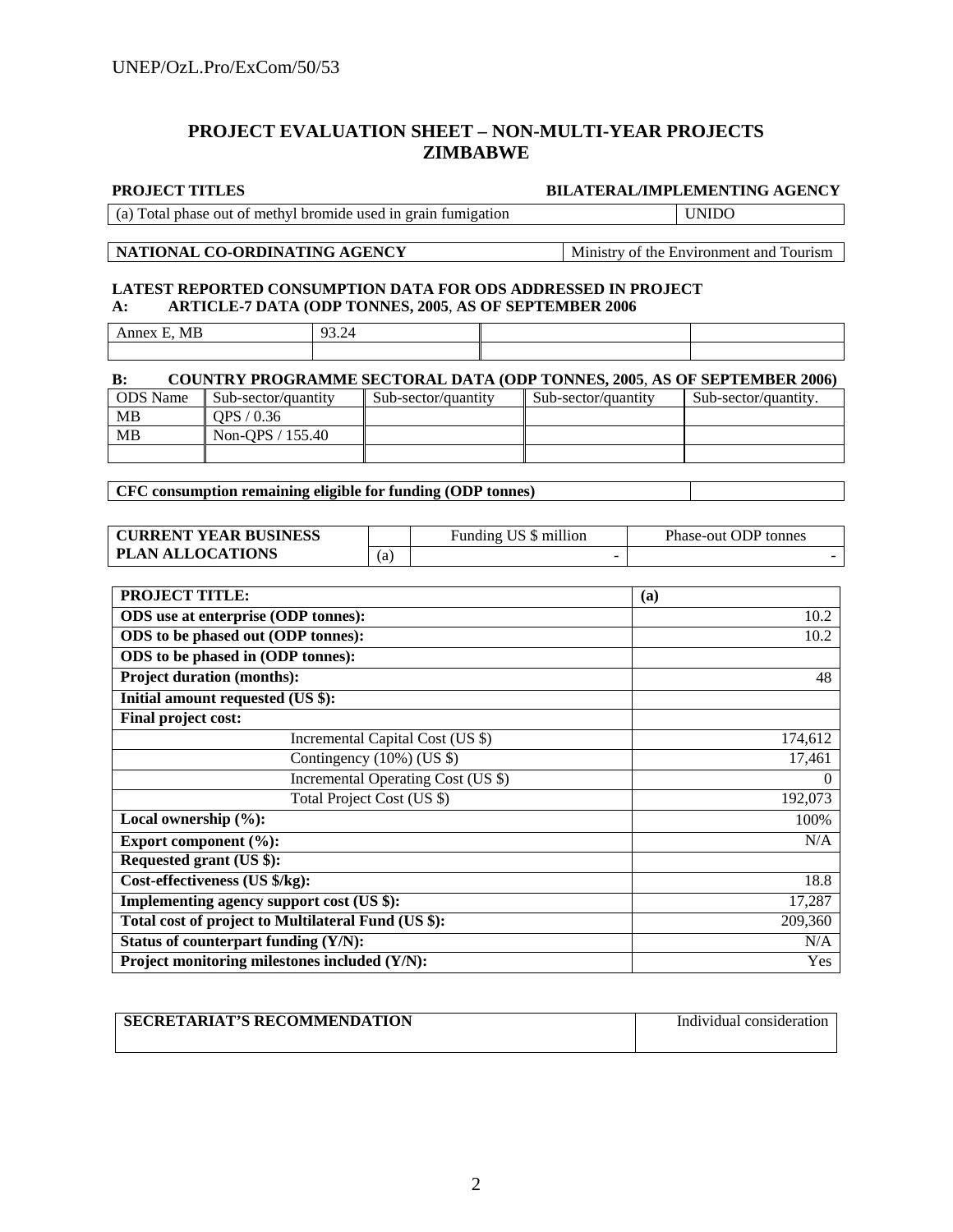## PROJECT EVALUATION SHEET – NON-MULTI-YEAR PROJECTS
## ZIMBABWE

| PROJECT TITLES | BILATERAL/IMPLEMENTING AGENCY |
|---|---|
| (a) Total phase out of methyl bromide used in grain fumigation | UNIDO |

| NATIONAL CO-ORDINATING AGENCY | Ministry of the Environment and Tourism |
|---|---|

**LATEST REPORTED CONSUMPTION DATA FOR ODS ADDRESSED IN PROJECT**
**A: ARTICLE-7 DATA (ODP TONNES, 2005, AS OF SEPTEMBER 2006**

| Annex E, MB | 93.24 | | |
|---|---|---|---|
| | | | |

**B: COUNTRY PROGRAMME SECTORAL DATA (ODP TONNES, 2005, AS OF SEPTEMBER 2006)**

| ODS Name | Sub-sector/quantity | Sub-sector/quantity | Sub-sector/quantity | Sub-sector/quantity. |
|---|---|---|---|---|
| MB | QPS / 0.36 | | | |
| MB | Non-QPS / 155.40 | | | |
| | | | | |

| CFC consumption remaining eligible for funding (ODP tonnes) | |
|---|---|

| CURRENT YEAR BUSINESS PLAN ALLOCATIONS | | Funding US $ million | Phase-out ODP tonnes |
|---|---|---|---|
| | (a) | - | - |

| PROJECT TITLE: | (a) |
|---|---|
| **ODS use at enterprise (ODP tonnes):** | 10.2 |
| **ODS to be phased out (ODP tonnes):** | 10.2 |
| **ODS to be phased in (ODP tonnes):** | |
| **Project duration (months):** | 48 |
| **Initial amount requested (US $):** | |
| **Final project cost:** | |
| Incremental Capital Cost (US $) | 174,612 |
| Contingency (10%) (US $) | 17,461 |
| Incremental Operating Cost (US $) | 0 |
| Total Project Cost (US $) | 192,073 |
| **Local ownership (%):** | 100% |
| **Export component (%):** | N/A |
| **Requested grant (US $):** | |
| **Cost-effectiveness (US $/kg):** | 18.8 |
| **Implementing agency support cost (US $):** | 17,287 |
| **Total cost of project to Multilateral Fund (US $):** | 209,360 |
| **Status of counterpart funding (Y/N):** | N/A |
| **Project monitoring milestones included (Y/N):** | Yes |

| SECRETARIAT'S RECOMMENDATION | Individual consideration |
|---|---|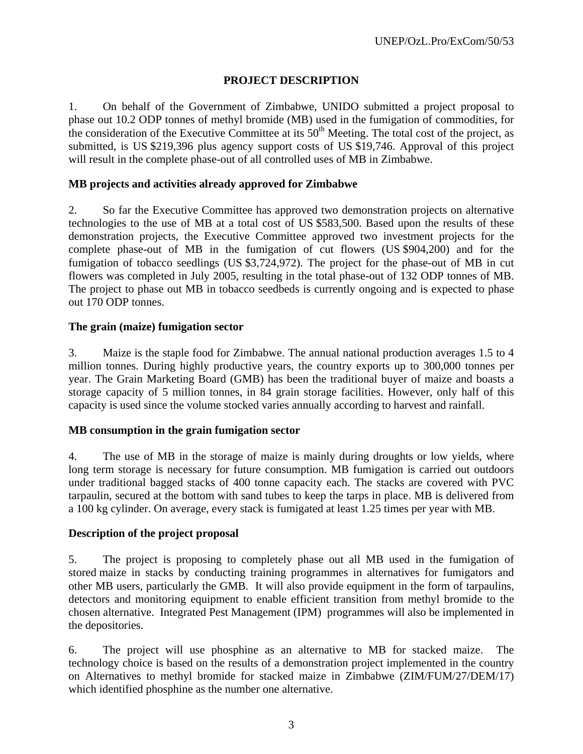## PROJECT DESCRIPTION

1. On behalf of the Government of Zimbabwe, UNIDO submitted a project proposal to phase out 10.2 ODP tonnes of methyl bromide (MB) used in the fumigation of commodities, for the consideration of the Executive Committee at its 50th Meeting. The total cost of the project, as submitted, is US $219,396 plus agency support costs of US $19,746. Approval of this project will result in the complete phase-out of all controlled uses of MB in Zimbabwe.

### MB projects and activities already approved for Zimbabwe

2. So far the Executive Committee has approved two demonstration projects on alternative technologies to the use of MB at a total cost of US $583,500. Based upon the results of these demonstration projects, the Executive Committee approved two investment projects for the complete phase-out of MB in the fumigation of cut flowers (US $904,200) and for the fumigation of tobacco seedlings (US $3,724,972). The project for the phase-out of MB in cut flowers was completed in July 2005, resulting in the total phase-out of 132 ODP tonnes of MB. The project to phase out MB in tobacco seedbeds is currently ongoing and is expected to phase out 170 ODP tonnes.

### The grain (maize) fumigation sector

3. Maize is the staple food for Zimbabwe. The annual national production averages 1.5 to 4 million tonnes. During highly productive years, the country exports up to 300,000 tonnes per year. The Grain Marketing Board (GMB) has been the traditional buyer of maize and boasts a storage capacity of 5 million tonnes, in 84 grain storage facilities. However, only half of this capacity is used since the volume stocked varies annually according to harvest and rainfall.

### MB consumption in the grain fumigation sector

4. The use of MB in the storage of maize is mainly during droughts or low yields, where long term storage is necessary for future consumption. MB fumigation is carried out outdoors under traditional bagged stacks of 400 tonne capacity each. The stacks are covered with PVC tarpaulin, secured at the bottom with sand tubes to keep the tarps in place. MB is delivered from a 100 kg cylinder. On average, every stack is fumigated at least 1.25 times per year with MB.

### Description of the project proposal

5. The project is proposing to completely phase out all MB used in the fumigation of stored maize in stacks by conducting training programmes in alternatives for fumigators and other MB users, particularly the GMB. It will also provide equipment in the form of tarpaulins, detectors and monitoring equipment to enable efficient transition from methyl bromide to the chosen alternative. Integrated Pest Management (IPM) programmes will also be implemented in the depositories.

6. The project will use phosphine as an alternative to MB for stacked maize. The technology choice is based on the results of a demonstration project implemented in the country on Alternatives to methyl bromide for stacked maize in Zimbabwe (ZIM/FUM/27/DEM/17) which identified phosphine as the number one alternative.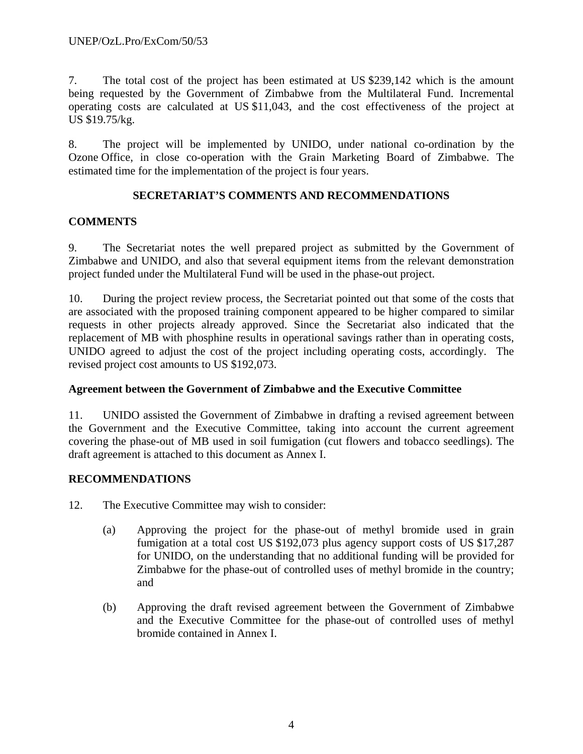7. The total cost of the project has been estimated at US $239,142 which is the amount being requested by the Government of Zimbabwe from the Multilateral Fund. Incremental operating costs are calculated at US $11,043, and the cost effectiveness of the project at US $19.75/kg.

8. The project will be implemented by UNIDO, under national co-ordination by the Ozone Office, in close co-operation with the Grain Marketing Board of Zimbabwe. The estimated time for the implementation of the project is four years.

## SECRETARIAT'S COMMENTS AND RECOMMENDATIONS

### COMMENTS

9. The Secretariat notes the well prepared project as submitted by the Government of Zimbabwe and UNIDO, and also that several equipment items from the relevant demonstration project funded under the Multilateral Fund will be used in the phase-out project.

10. During the project review process, the Secretariat pointed out that some of the costs that are associated with the proposed training component appeared to be higher compared to similar requests in other projects already approved. Since the Secretariat also indicated that the replacement of MB with phosphine results in operational savings rather than in operating costs, UNIDO agreed to adjust the cost of the project including operating costs, accordingly. The revised project cost amounts to US $192,073.

### Agreement between the Government of Zimbabwe and the Executive Committee

11. UNIDO assisted the Government of Zimbabwe in drafting a revised agreement between the Government and the Executive Committee, taking into account the current agreement covering the phase-out of MB used in soil fumigation (cut flowers and tobacco seedlings). The draft agreement is attached to this document as Annex I.

### RECOMMENDATIONS

12. The Executive Committee may wish to consider:

(a) Approving the project for the phase-out of methyl bromide used in grain fumigation at a total cost US $192,073 plus agency support costs of US $17,287 for UNIDO, on the understanding that no additional funding will be provided for Zimbabwe for the phase-out of controlled uses of methyl bromide in the country; and

(b) Approving the draft revised agreement between the Government of Zimbabwe and the Executive Committee for the phase-out of controlled uses of methyl bromide contained in Annex I.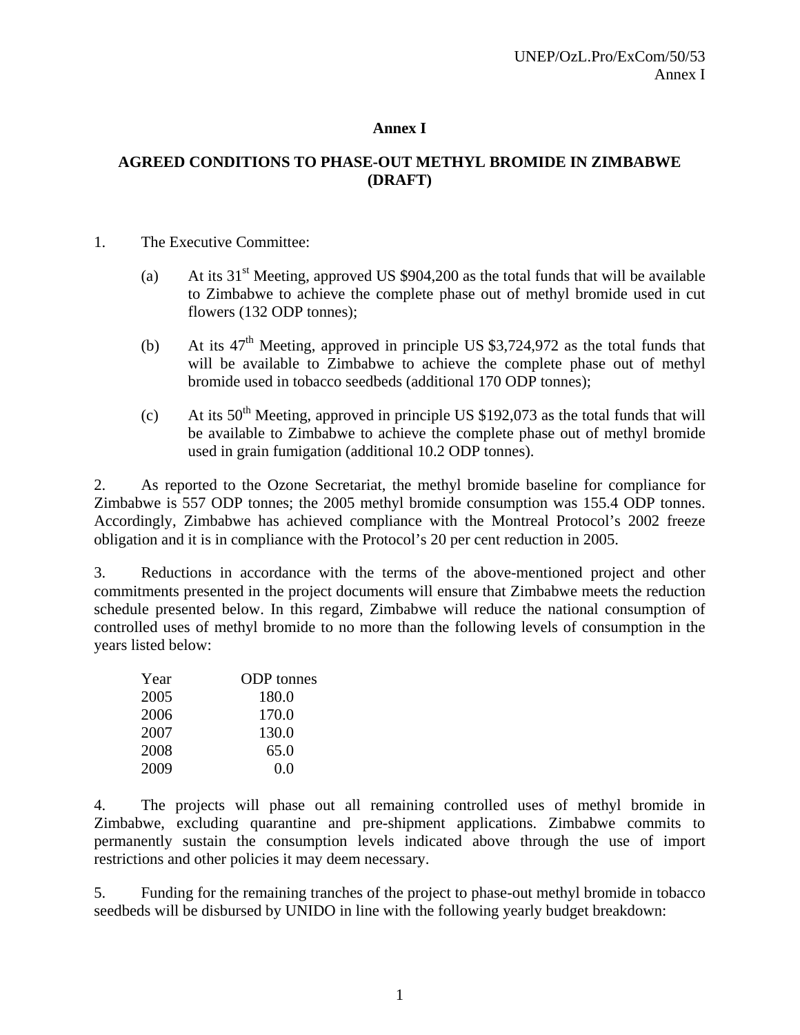## Annex I

## AGREED CONDITIONS TO PHASE-OUT METHYL BROMIDE IN ZIMBABWE (DRAFT)

1. The Executive Committee:

   (a) At its 31st Meeting, approved US $904,200 as the total funds that will be available to Zimbabwe to achieve the complete phase out of methyl bromide used in cut flowers (132 ODP tonnes);

   (b) At its 47th Meeting, approved in principle US $3,724,972 as the total funds that will be available to Zimbabwe to achieve the complete phase out of methyl bromide used in tobacco seedbeds (additional 170 ODP tonnes);

   (c) At its 50th Meeting, approved in principle US $192,073 as the total funds that will be available to Zimbabwe to achieve the complete phase out of methyl bromide used in grain fumigation (additional 10.2 ODP tonnes).

2. As reported to the Ozone Secretariat, the methyl bromide baseline for compliance for Zimbabwe is 557 ODP tonnes; the 2005 methyl bromide consumption was 155.4 ODP tonnes. Accordingly, Zimbabwe has achieved compliance with the Montreal Protocol's 2002 freeze obligation and it is in compliance with the Protocol's 20 per cent reduction in 2005.

3. Reductions in accordance with the terms of the above-mentioned project and other commitments presented in the project documents will ensure that Zimbabwe meets the reduction schedule presented below. In this regard, Zimbabwe will reduce the national consumption of controlled uses of methyl bromide to no more than the following levels of consumption in the years listed below:

| Year | ODP tonnes |
|---|---|
| 2005 | 180.0 |
| 2006 | 170.0 |
| 2007 | 130.0 |
| 2008 | 65.0 |
| 2009 | 0.0 |

4. The projects will phase out all remaining controlled uses of methyl bromide in Zimbabwe, excluding quarantine and pre-shipment applications. Zimbabwe commits to permanently sustain the consumption levels indicated above through the use of import restrictions and other policies it may deem necessary.

5. Funding for the remaining tranches of the project to phase-out methyl bromide in tobacco seedbeds will be disbursed by UNIDO in line with the following yearly budget breakdown: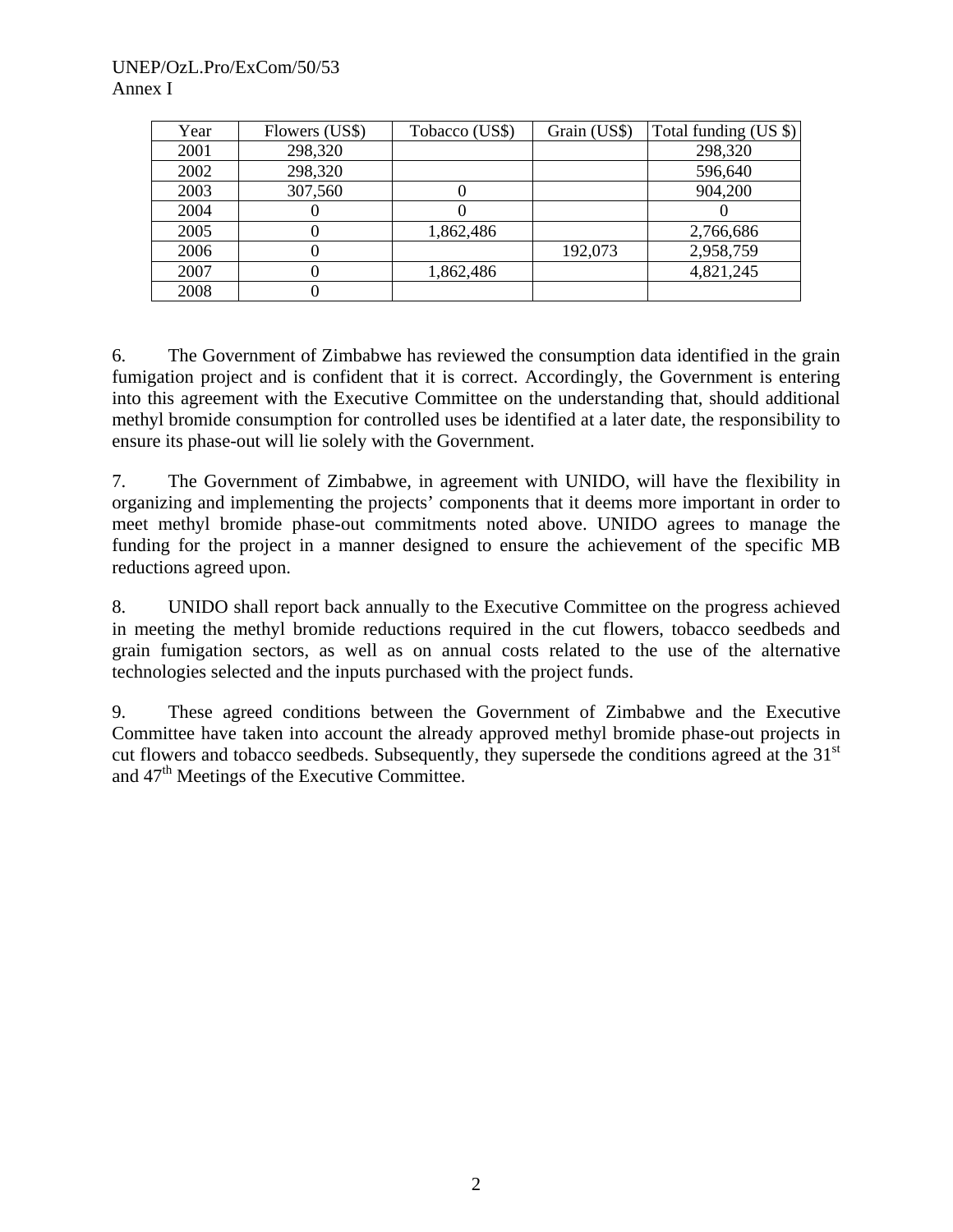| Year | Flowers (US$) | Tobacco (US$) | Grain (US$) | Total funding (US $) |
|---|---|---|---|---|
| 2001 | 298,320 | | | 298,320 |
| 2002 | 298,320 | | | 596,640 |
| 2003 | 307,560 | 0 | | 904,200 |
| 2004 | 0 | 0 | | 0 |
| 2005 | 0 | 1,862,486 | | 2,766,686 |
| 2006 | 0 | | 192,073 | 2,958,759 |
| 2007 | 0 | 1,862,486 | | 4,821,245 |
| 2008 | 0 | | | |

6. The Government of Zimbabwe has reviewed the consumption data identified in the grain fumigation project and is confident that it is correct. Accordingly, the Government is entering into this agreement with the Executive Committee on the understanding that, should additional methyl bromide consumption for controlled uses be identified at a later date, the responsibility to ensure its phase-out will lie solely with the Government.

7. The Government of Zimbabwe, in agreement with UNIDO, will have the flexibility in organizing and implementing the projects' components that it deems more important in order to meet methyl bromide phase-out commitments noted above. UNIDO agrees to manage the funding for the project in a manner designed to ensure the achievement of the specific MB reductions agreed upon.

8. UNIDO shall report back annually to the Executive Committee on the progress achieved in meeting the methyl bromide reductions required in the cut flowers, tobacco seedbeds and grain fumigation sectors, as well as on annual costs related to the use of the alternative technologies selected and the inputs purchased with the project funds.

9. These agreed conditions between the Government of Zimbabwe and the Executive Committee have taken into account the already approved methyl bromide phase-out projects in cut flowers and tobacco seedbeds. Subsequently, they supersede the conditions agreed at the 31st and 47th Meetings of the Executive Committee.